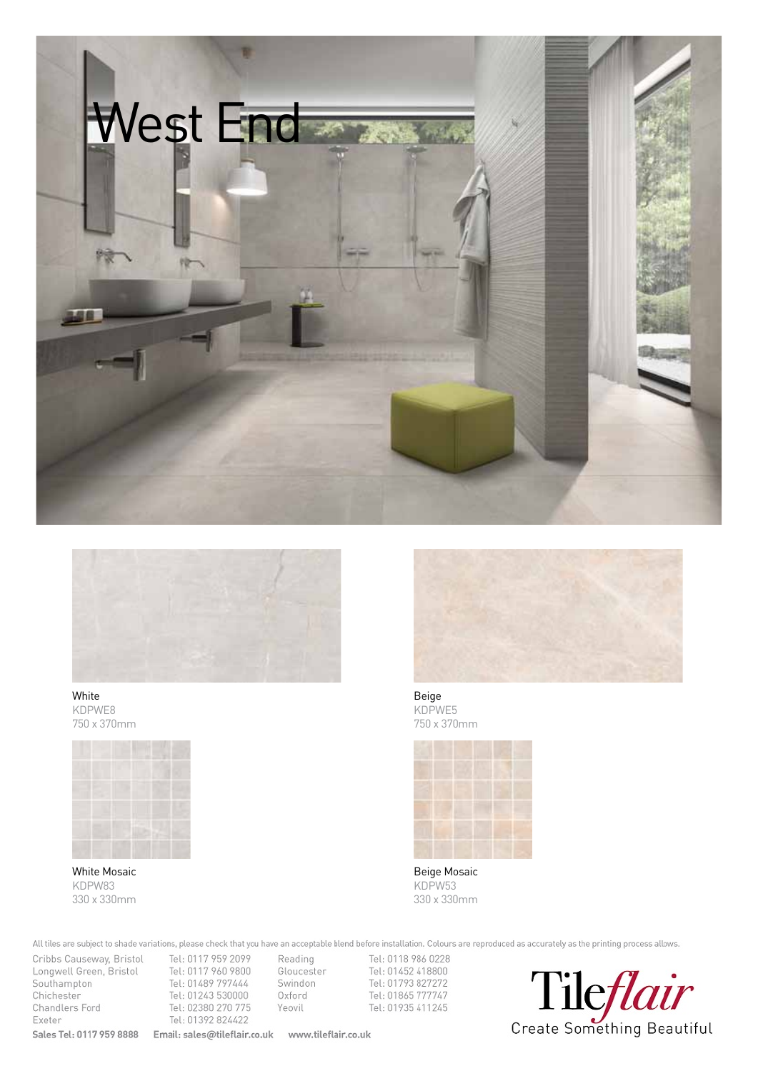# West End

White
KDPWE8
750 x 370mm

Beige
KDPWE5
750 x 370mm

White Mosaic
KDPW83
330 x 330mm

Beige Mosaic
KDPW53
330 x 330mm

All tiles are subject to shade variations, please check that you have an acceptable blend before installation. Colours are reproduced as accurately as the printing process allows.

| | | | |
|---|---|---|---|
| Cribbs Causeway, Bristol | Tel: 0117 959 2099 | Reading | Tel: 0118 986 0228 |
| Longwell Green, Bristol | Tel: 0117 960 9800 | Gloucester | Tel: 01452 418800 |
| Southampton | Tel: 01489 797444 | Swindon | Tel: 01793 827272 |
| Chichester | Tel: 01243 530000 | Oxford | Tel: 01865 777747 |
| Chandlers Ford | Tel: 02380 270 775 | Yeovil | Tel: 01935 411245 |
| Exeter | Tel: 01392 824422 | | |

**Sales Tel: 0117 959 8888** **Email: sales@tileflair.co.uk** **www.tileflair.co.uk**

Tileflair
Create Something Beautiful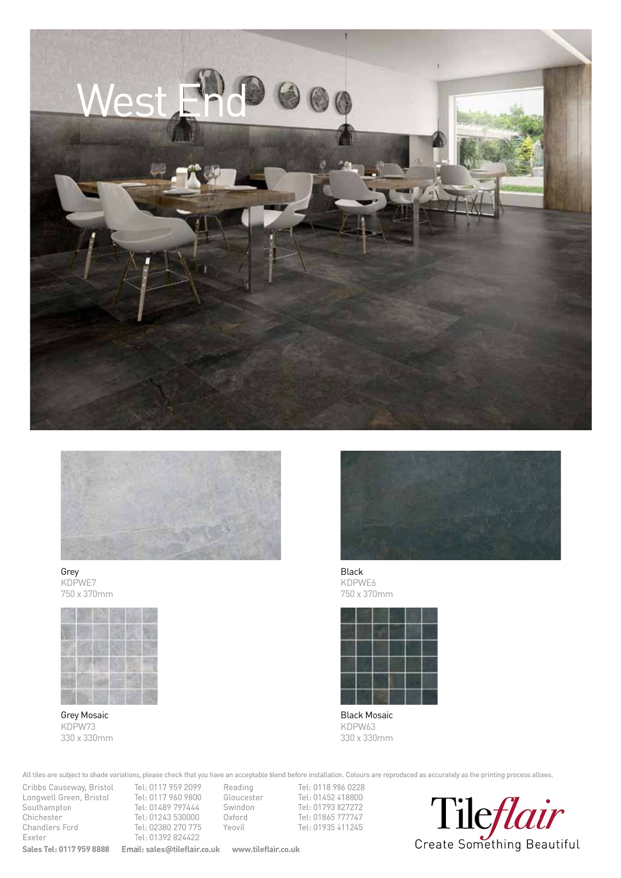# West End

Grey
KDPWE7
750 x 370mm

Black
KDPWE6
750 x 370mm

Grey Mosaic
KDPW73
330 x 330mm

Black Mosaic
KDPW63
330 x 330mm

All tiles are subject to shade variations, please check that you have an acceptable blend before installation. Colours are reproduced as accurately as the printing process allows.

| | | | |
|---|---|---|---|
| Cribbs Causeway, Bristol | Tel: 0117 959 2099 | Reading | Tel: 0118 986 0228 |
| Longwell Green, Bristol | Tel: 0117 960 9800 | Gloucester | Tel: 01452 418800 |
| Southampton | Tel: 01489 797444 | Swindon | Tel: 01793 827272 |
| Chichester | Tel: 01243 530000 | Oxford | Tel: 01865 777747 |
| Chandlers Ford | Tel: 02380 270 775 | Yeovil | Tel: 01935 411245 |
| Exeter | Tel: 01392 824422 | | |

**Sales Tel: 0117 959 8888** **Email: sales@tileflair.co.uk** **www.tileflair.co.uk**

Tileflair
Create Something Beautiful